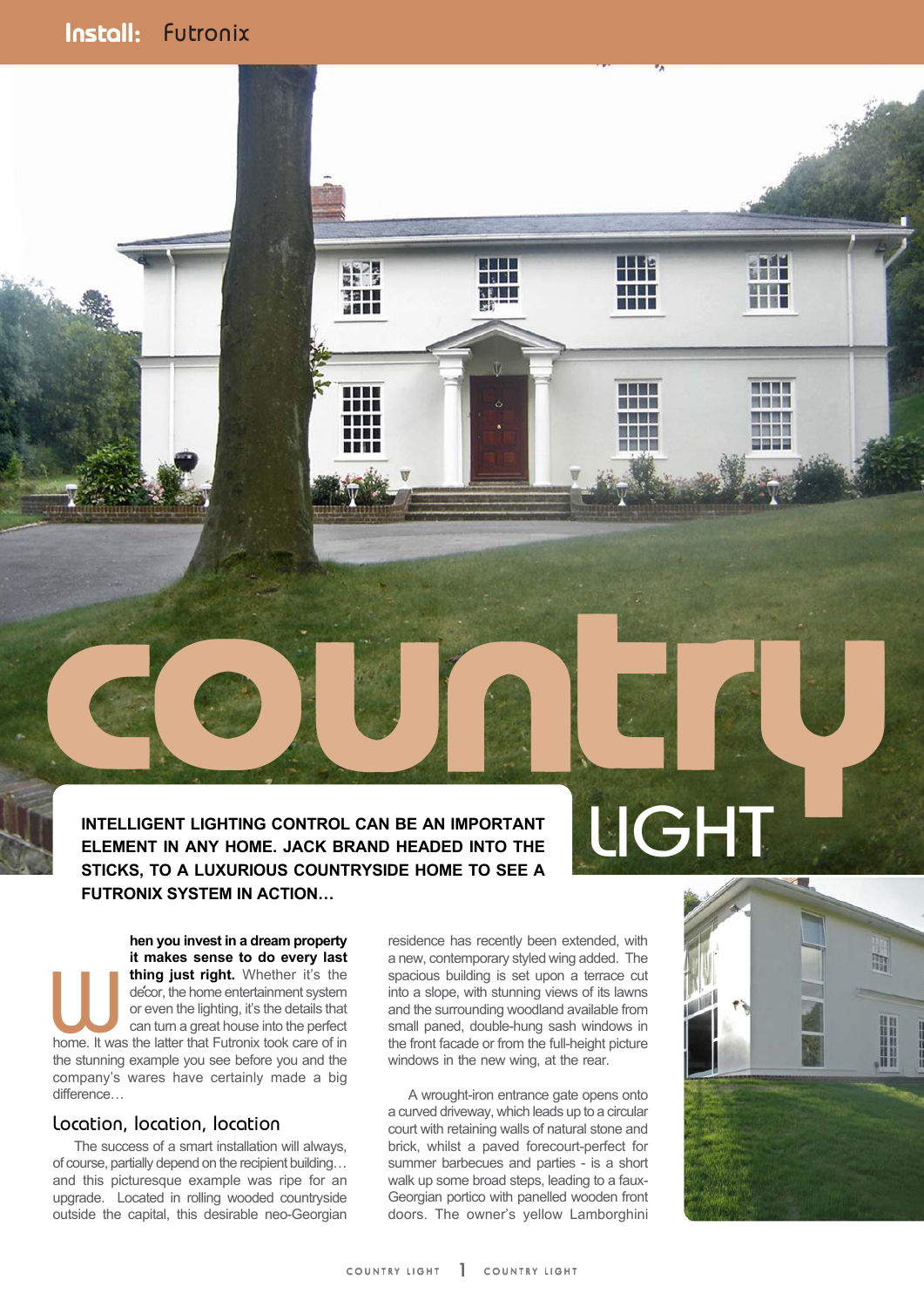# Country LIGHT

**INTELLIGENT LIGHTING CONTROL CAN BE AN IMPORTANT ELEMENT IN ANY HOME. JACK BRAND HEADED INTO THE STICKS, TO A LUXURIOUS COUNTRYSIDE HOME TO SEE A FUTRONIX SYSTEM IN ACTION…**

**When you invest in a dream property it makes sense to do every last thing just right.** Whether it's the décor, the home entertainment system or even the lighting, it's the details that can turn a great house into the perfect home. It was the latter that Futronix took care of in the stunning example you see before you and the company's wares have certainly made a big difference…

## Location, location, location

The success of a smart installation will always, of course, partially depend on the recipient building… and this picturesque example was ripe for an upgrade. Located in rolling wooded countryside outside the capital, this desirable neo-Georgian residence has recently been extended, with a new, contemporary styled wing added. The spacious building is set upon a terrace cut into a slope, with stunning views of its lawns and the surrounding woodland available from small paned, double-hung sash windows in the front facade or from the full-height picture windows in the new wing, at the rear.

A wrought-iron entrance gate opens onto a curved driveway, which leads up to a circular court with retaining walls of natural stone and brick, whilst a paved forecourt-perfect for summer barbecues and parties - is a short walk up some broad steps, leading to a faux-Georgian portico with panelled wooden front doors. The owner's yellow Lamborghini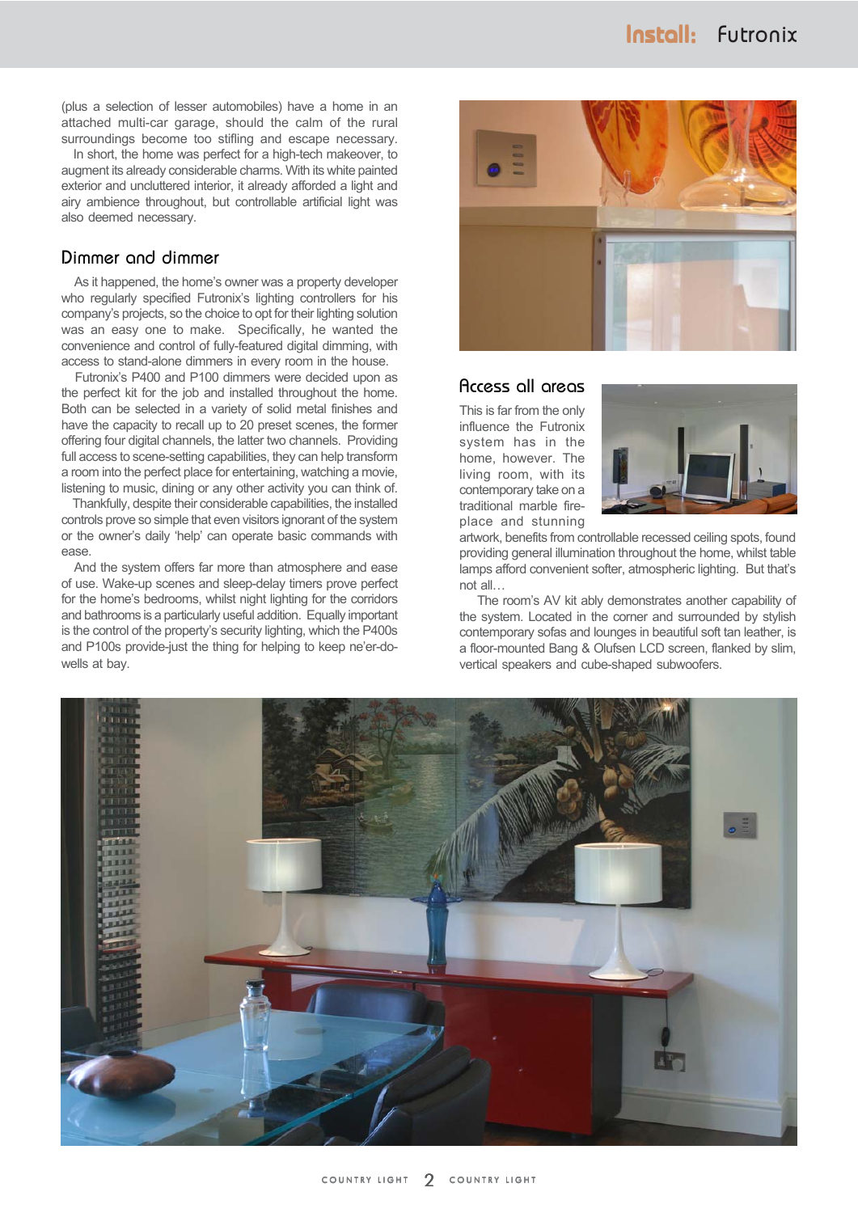(plus a selection of lesser automobiles) have a home in an attached multi-car garage, should the calm of the rural surroundings become too stifling and escape necessary.

In short, the home was perfect for a high-tech makeover, to augment its already considerable charms. With its white painted exterior and uncluttered interior, it already afforded a light and airy ambience throughout, but controllable artificial light was also deemed necessary.

## Dimmer and dimmer

As it happened, the home's owner was a property developer who regularly specified Futronix's lighting controllers for his company's projects, so the choice to opt for their lighting solution was an easy one to make. Specifically, he wanted the convenience and control of fully-featured digital dimming, with access to stand-alone dimmers in every room in the house.

Futronix's P400 and P100 dimmers were decided upon as the perfect kit for the job and installed throughout the home. Both can be selected in a variety of solid metal finishes and have the capacity to recall up to 20 preset scenes, the former offering four digital channels, the latter two channels. Providing full access to scene-setting capabilities, they can help transform a room into the perfect place for entertaining, watching a movie, listening to music, dining or any other activity you can think of.

Thankfully, despite their considerable capabilities, the installed controls prove so simple that even visitors ignorant of the system or the owner's daily 'help' can operate basic commands with ease.

And the system offers far more than atmosphere and ease of use. Wake-up scenes and sleep-delay timers prove perfect for the home's bedrooms, whilst night lighting for the corridors and bathrooms is a particularly useful addition. Equally important is the control of the property's security lighting, which the P400s and P100s provide-just the thing for helping to keep ne'er-do-wells at bay.

## Access all areas

This is far from the only influence the Futronix system has in the home, however. The living room, with its contemporary take on a traditional marble fire-place and stunning artwork, benefits from controllable recessed ceiling spots, found providing general illumination throughout the home, whilst table lamps afford convenient softer, atmospheric lighting. But that's not all…

The room's AV kit ably demonstrates another capability of the system. Located in the corner and surrounded by stylish contemporary sofas and lounges in beautiful soft tan leather, is a floor-mounted Bang & Olufsen LCD screen, flanked by slim, vertical speakers and cube-shaped subwoofers.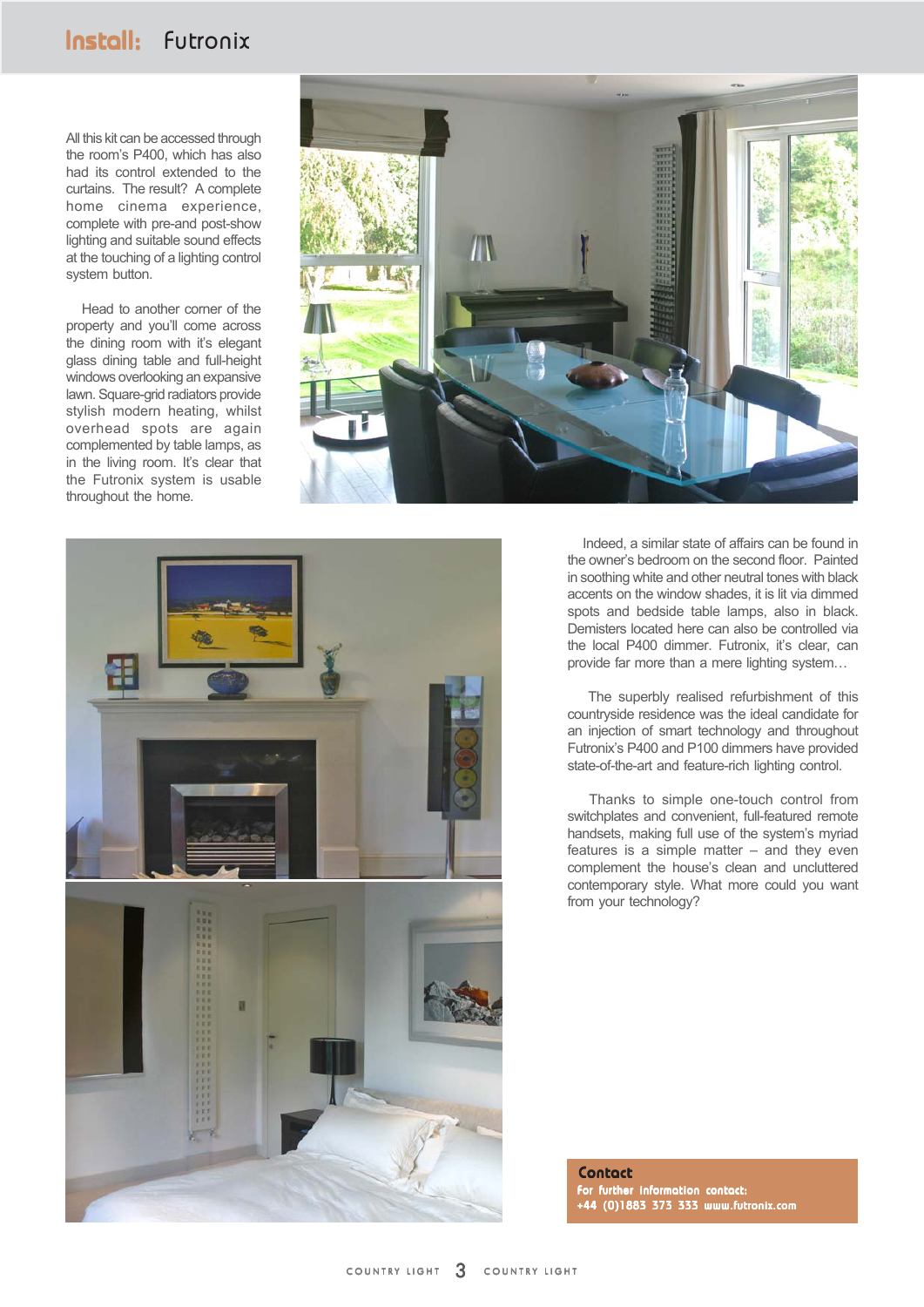All this kit can be accessed through the room's P400, which has also had its control extended to the curtains. The result? A complete home cinema experience, complete with pre-and post-show lighting and suitable sound effects at the touching of a lighting control system button.

Head to another corner of the property and you'll come across the dining room with it's elegant glass dining table and full-height windows overlooking an expansive lawn. Square-grid radiators provide stylish modern heating, whilst overhead spots are again complemented by table lamps, as in the living room. It's clear that the Futronix system is usable throughout the home.

Indeed, a similar state of affairs can be found in the owner's bedroom on the second floor. Painted in soothing white and other neutral tones with black accents on the window shades, it is lit via dimmed spots and bedside table lamps, also in black. Demisters located here can also be controlled via the local P400 dimmer. Futronix, it's clear, can provide far more than a mere lighting system…

The superbly realised refurbishment of this countryside residence was the ideal candidate for an injection of smart technology and throughout Futronix's P400 and P100 dimmers have provided state-of-the-art and feature-rich lighting control.

Thanks to simple one-touch control from switchplates and convenient, full-featured remote handsets, making full use of the system's myriad features is a simple matter – and they even complement the house's clean and uncluttered contemporary style. What more could you want from your technology?

**Contact**

**For further information contact:**
**+44 (0)1883 373 333 www.futronix.com**